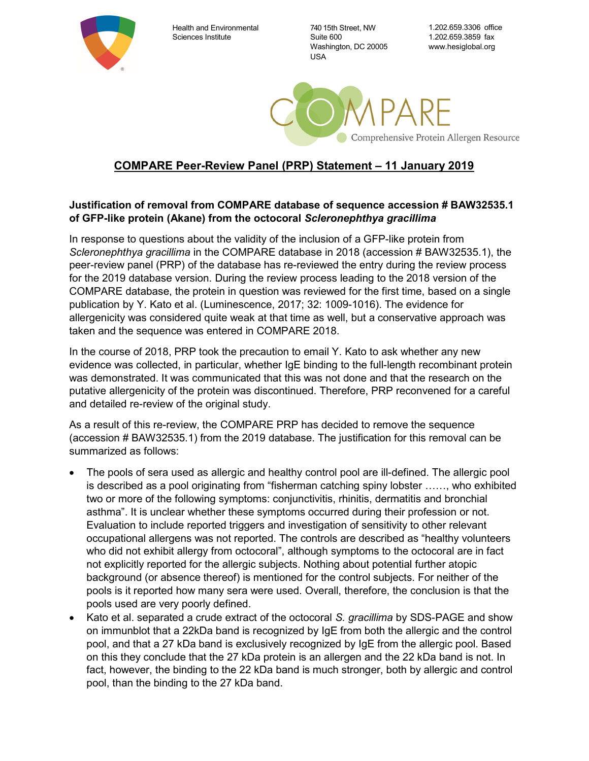Health and Environmental Sciences Institute

740 15th Street, NW
Suite 600
Washington, DC 20005
USA

1.202.659.3306 office
1.202.659.3859 fax
www.hesiglobal.org

COMPARE
Comprehensive Protein Allergen Resource

## COMPARE Peer-Review Panel (PRP) Statement – 11 January 2019

### Justification of removal from COMPARE database of sequence accession # BAW32535.1 of GFP-like protein (Akane) from the octocoral *Scleronephthya gracillima*

In response to questions about the validity of the inclusion of a GFP-like protein from *Scleronephthya gracillima* in the COMPARE database in 2018 (accession # BAW32535.1), the peer-review panel (PRP) of the database has re-reviewed the entry during the review process for the 2019 database version. During the review process leading to the 2018 version of the COMPARE database, the protein in question was reviewed for the first time, based on a single publication by Y. Kato et al. (Luminescence, 2017; 32: 1009-1016). The evidence for allergenicity was considered quite weak at that time as well, but a conservative approach was taken and the sequence was entered in COMPARE 2018.

In the course of 2018, PRP took the precaution to email Y. Kato to ask whether any new evidence was collected, in particular, whether IgE binding to the full-length recombinant protein was demonstrated. It was communicated that this was not done and that the research on the putative allergenicity of the protein was discontinued. Therefore, PRP reconvened for a careful and detailed re-review of the original study.

As a result of this re-review, the COMPARE PRP has decided to remove the sequence (accession # BAW32535.1) from the 2019 database. The justification for this removal can be summarized as follows:

- The pools of sera used as allergic and healthy control pool are ill-defined. The allergic pool is described as a pool originating from "fisherman catching spiny lobster ……, who exhibited two or more of the following symptoms: conjunctivitis, rhinitis, dermatitis and bronchial asthma". It is unclear whether these symptoms occurred during their profession or not. Evaluation to include reported triggers and investigation of sensitivity to other relevant occupational allergens was not reported. The controls are described as "healthy volunteers who did not exhibit allergy from octocoral", although symptoms to the octocoral are in fact not explicitly reported for the allergic subjects. Nothing about potential further atopic background (or absence thereof) is mentioned for the control subjects. For neither of the pools is it reported how many sera were used. Overall, therefore, the conclusion is that the pools used are very poorly defined.
- Kato et al. separated a crude extract of the octocoral *S. gracillima* by SDS-PAGE and show on immunblot that a 22kDa band is recognized by IgE from both the allergic and the control pool, and that a 27 kDa band is exclusively recognized by IgE from the allergic pool. Based on this they conclude that the 27 kDa protein is an allergen and the 22 kDa band is not. In fact, however, the binding to the 22 kDa band is much stronger, both by allergic and control pool, than the binding to the 27 kDa band.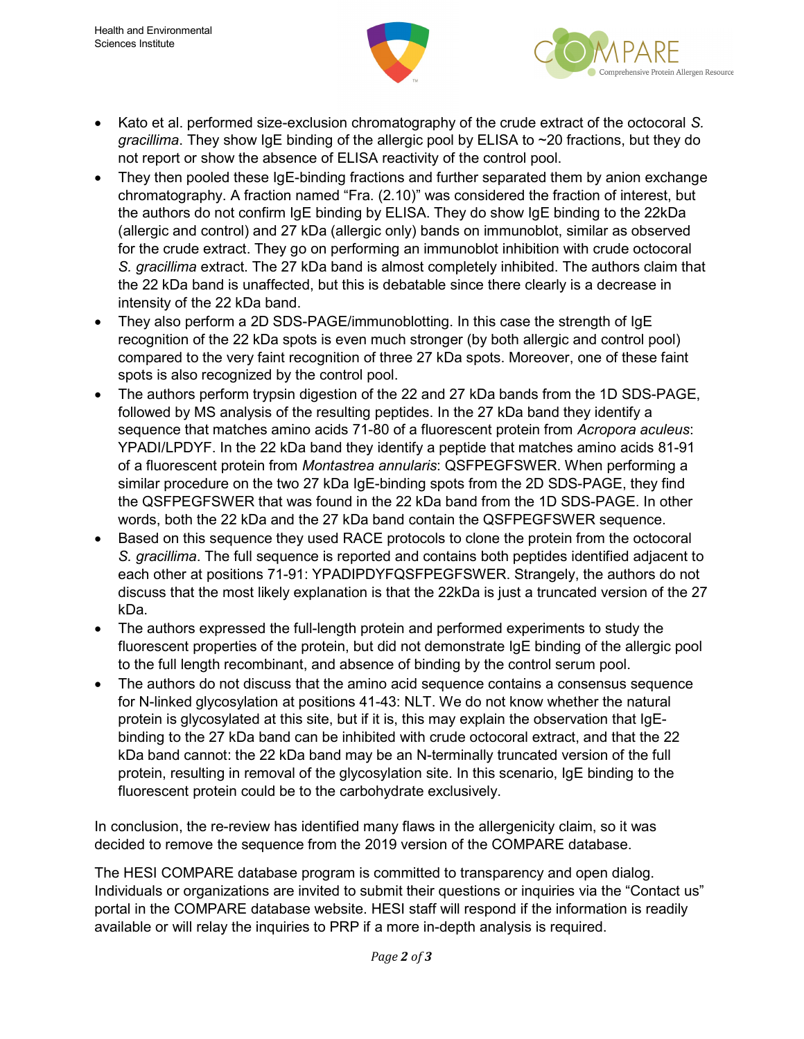- Kato et al. performed size-exclusion chromatography of the crude extract of the octocoral *S. gracillima*. They show IgE binding of the allergic pool by ELISA to ~20 fractions, but they do not report or show the absence of ELISA reactivity of the control pool.
- They then pooled these IgE-binding fractions and further separated them by anion exchange chromatography. A fraction named "Fra. (2.10)" was considered the fraction of interest, but the authors do not confirm IgE binding by ELISA. They do show IgE binding to the 22kDa (allergic and control) and 27 kDa (allergic only) bands on immunoblot, similar as observed for the crude extract. They go on performing an immunoblot inhibition with crude octocoral *S. gracillima* extract. The 27 kDa band is almost completely inhibited. The authors claim that the 22 kDa band is unaffected, but this is debatable since there clearly is a decrease in intensity of the 22 kDa band.
- They also perform a 2D SDS-PAGE/immunoblotting. In this case the strength of IgE recognition of the 22 kDa spots is even much stronger (by both allergic and control pool) compared to the very faint recognition of three 27 kDa spots. Moreover, one of these faint spots is also recognized by the control pool.
- The authors perform trypsin digestion of the 22 and 27 kDa bands from the 1D SDS-PAGE, followed by MS analysis of the resulting peptides. In the 27 kDa band they identify a sequence that matches amino acids 71-80 of a fluorescent protein from *Acropora aculeus*: YPADI/LPDYF. In the 22 kDa band they identify a peptide that matches amino acids 81-91 of a fluorescent protein from *Montastrea annularis*: QSFPEGFSWER. When performing a similar procedure on the two 27 kDa IgE-binding spots from the 2D SDS-PAGE, they find the QSFPEGFSWER that was found in the 22 kDa band from the 1D SDS-PAGE. In other words, both the 22 kDa and the 27 kDa band contain the QSFPEGFSWER sequence.
- Based on this sequence they used RACE protocols to clone the protein from the octocoral *S. gracillima*. The full sequence is reported and contains both peptides identified adjacent to each other at positions 71-91: YPADIPDYFQSFPEGFSWER. Strangely, the authors do not discuss that the most likely explanation is that the 22kDa is just a truncated version of the 27 kDa.
- The authors expressed the full-length protein and performed experiments to study the fluorescent properties of the protein, but did not demonstrate IgE binding of the allergic pool to the full length recombinant, and absence of binding by the control serum pool.
- The authors do not discuss that the amino acid sequence contains a consensus sequence for N-linked glycosylation at positions 41-43: NLT. We do not know whether the natural protein is glycosylated at this site, but if it is, this may explain the observation that IgE-binding to the 27 kDa band can be inhibited with crude octocoral extract, and that the 22 kDa band cannot: the 22 kDa band may be an N-terminally truncated version of the full protein, resulting in removal of the glycosylation site. In this scenario, IgE binding to the fluorescent protein could be to the carbohydrate exclusively.

In conclusion, the re-review has identified many flaws in the allergenicity claim, so it was decided to remove the sequence from the 2019 version of the COMPARE database.

The HESI COMPARE database program is committed to transparency and open dialog. Individuals or organizations are invited to submit their questions or inquiries via the "Contact us" portal in the COMPARE database website. HESI staff will respond if the information is readily available or will relay the inquiries to PRP if a more in-depth analysis is required.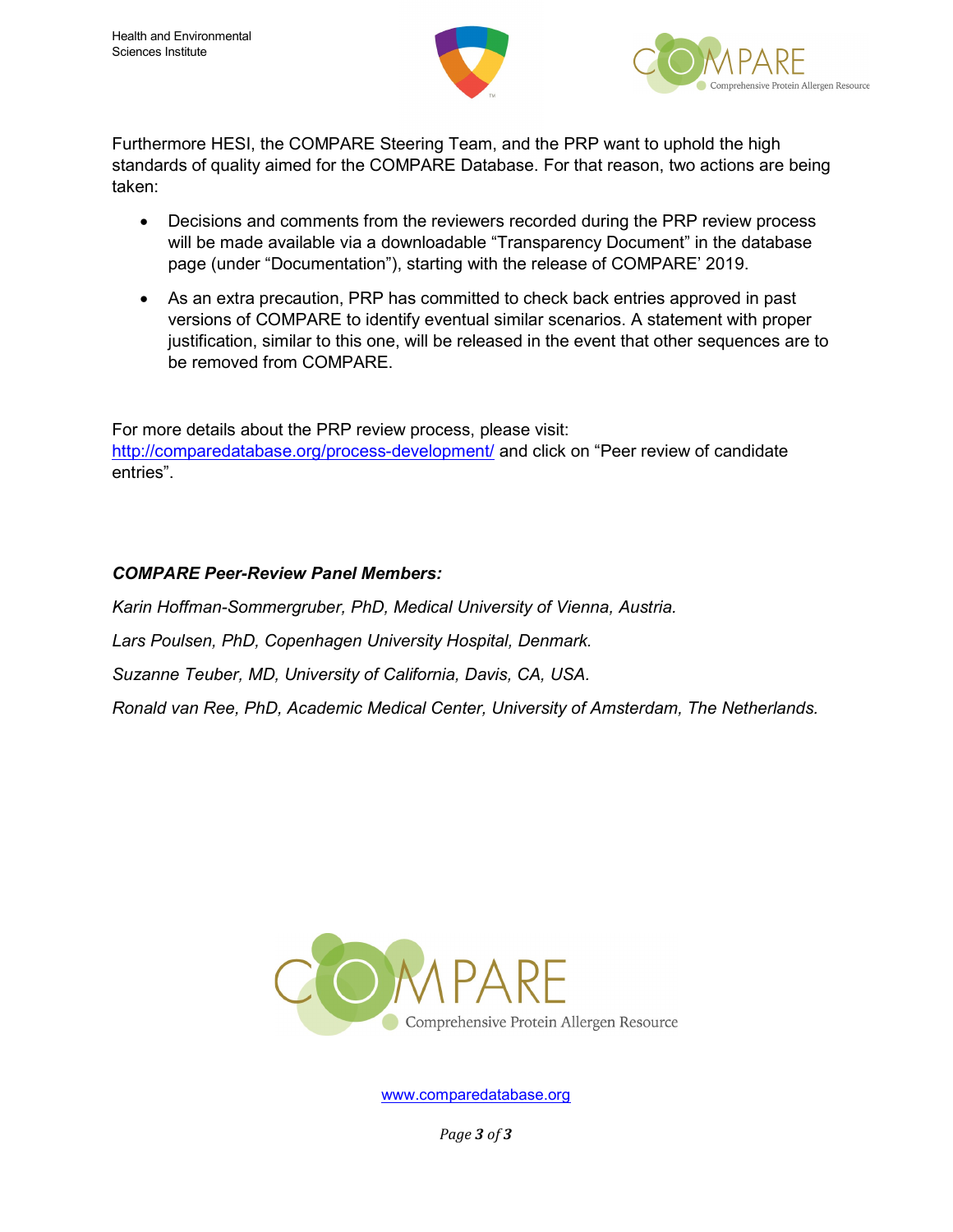Furthermore HESI, the COMPARE Steering Team, and the PRP want to uphold the high standards of quality aimed for the COMPARE Database. For that reason, two actions are being taken:

- Decisions and comments from the reviewers recorded during the PRP review process will be made available via a downloadable "Transparency Document" in the database page (under "Documentation"), starting with the release of COMPARE' 2019.
- As an extra precaution, PRP has committed to check back entries approved in past versions of COMPARE to identify eventual similar scenarios. A statement with proper justification, similar to this one, will be released in the event that other sequences are to be removed from COMPARE.

For more details about the PRP review process, please visit: http://comparedatabase.org/process-development/ and click on "Peer review of candidate entries".

***COMPARE Peer-Review Panel Members:***

*Karin Hoffman-Sommergruber, PhD, Medical University of Vienna, Austria.*

*Lars Poulsen, PhD, Copenhagen University Hospital, Denmark.*

*Suzanne Teuber, MD, University of California, Davis, CA, USA.*

*Ronald van Ree, PhD, Academic Medical Center, University of Amsterdam, The Netherlands.*

COMPARE Comprehensive Protein Allergen Resource

www.comparedatabase.org